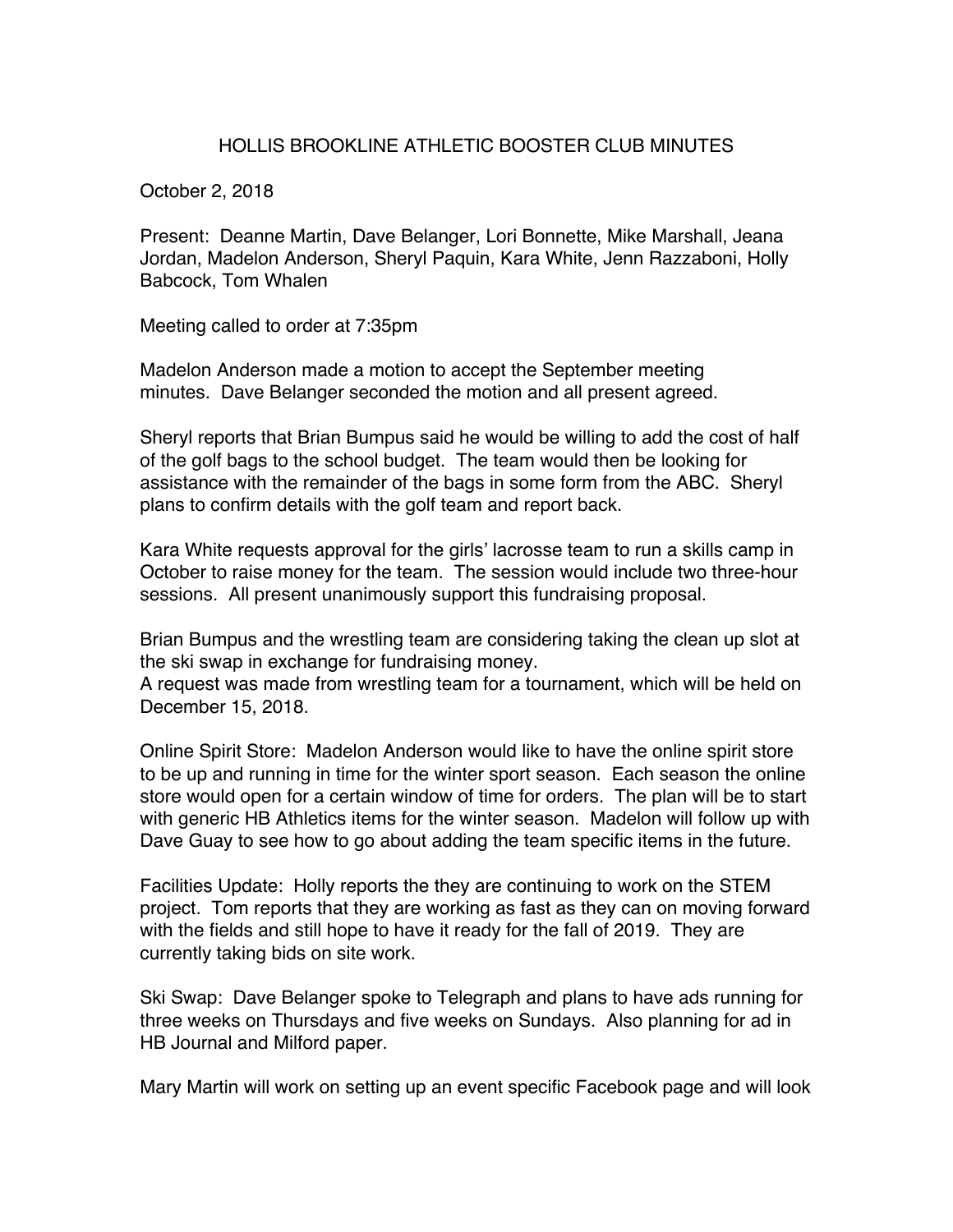# HOLLIS BROOKLINE ATHLETIC BOOSTER CLUB MINUTES

October 2, 2018

Present: Deanne Martin, Dave Belanger, Lori Bonnette, Mike Marshall, Jeana Jordan, Madelon Anderson, Sheryl Paquin, Kara White, Jenn Razzaboni, Holly Babcock, Tom Whalen

Meeting called to order at 7:35pm

Madelon Anderson made a motion to accept the September meeting minutes. Dave Belanger seconded the motion and all present agreed.

Sheryl reports that Brian Bumpus said he would be willing to add the cost of half of the golf bags to the school budget. The team would then be looking for assistance with the remainder of the bags in some form from the ABC. Sheryl plans to confirm details with the golf team and report back.

Kara White requests approval for the girls' lacrosse team to run a skills camp in October to raise money for the team. The session would include two three-hour sessions. All present unanimously support this fundraising proposal.

Brian Bumpus and the wrestling team are considering taking the clean up slot at the ski swap in exchange for fundraising money.
A request was made from wrestling team for a tournament, which will be held on December 15, 2018.

Online Spirit Store: Madelon Anderson would like to have the online spirit store to be up and running in time for the winter sport season. Each season the online store would open for a certain window of time for orders. The plan will be to start with generic HB Athletics items for the winter season. Madelon will follow up with Dave Guay to see how to go about adding the team specific items in the future.

Facilities Update: Holly reports the they are continuing to work on the STEM project. Tom reports that they are working as fast as they can on moving forward with the fields and still hope to have it ready for the fall of 2019. They are currently taking bids on site work.

Ski Swap: Dave Belanger spoke to Telegraph and plans to have ads running for three weeks on Thursdays and five weeks on Sundays. Also planning for ad in HB Journal and Milford paper.

Mary Martin will work on setting up an event specific Facebook page and will look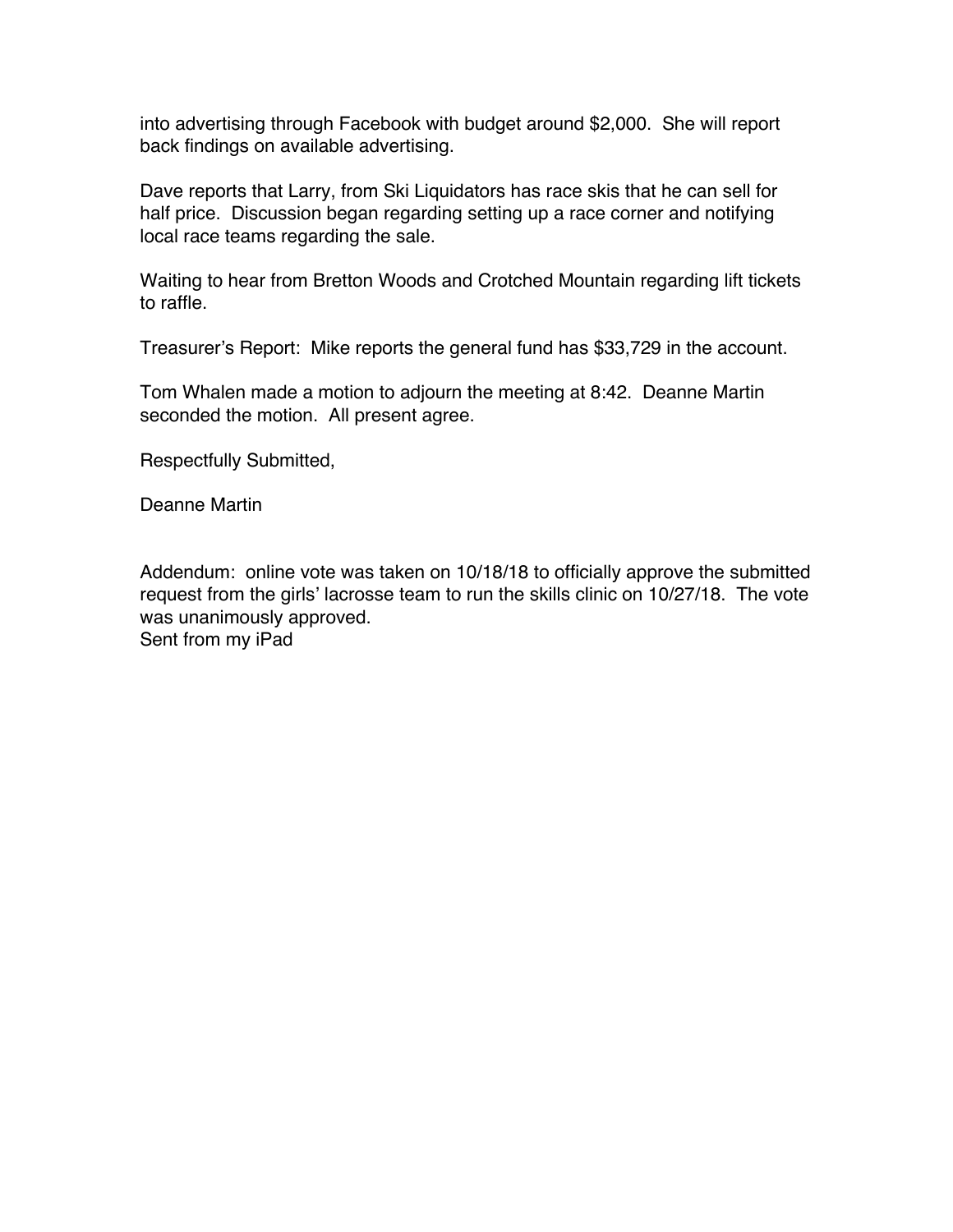into advertising through Facebook with budget around $2,000.  She will report back findings on available advertising.

Dave reports that Larry, from Ski Liquidators has race skis that he can sell for half price.  Discussion began regarding setting up a race corner and notifying local race teams regarding the sale.

Waiting to hear from Bretton Woods and Crotched Mountain regarding lift tickets to raffle.

Treasurer's Report:  Mike reports the general fund has $33,729 in the account.

Tom Whalen made a motion to adjourn the meeting at 8:42.  Deanne Martin seconded the motion.  All present agree.

Respectfully Submitted,

Deanne Martin

Addendum:  online vote was taken on 10/18/18 to officially approve the submitted request from the girls' lacrosse team to run the skills clinic on 10/27/18.  The vote was unanimously approved.
Sent from my iPad